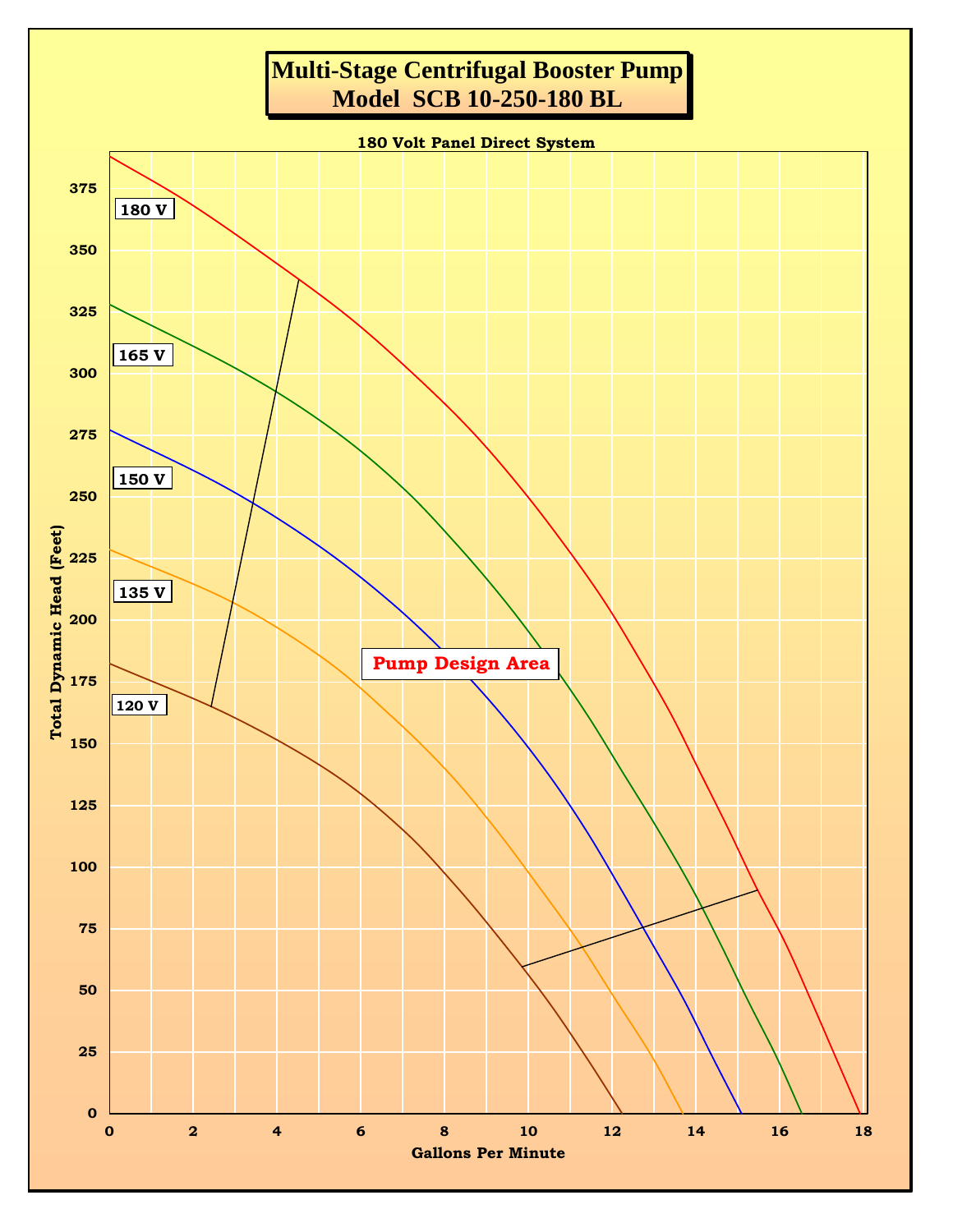# Multi-Stage Centrifugal Booster Pump
# Model SCB 10-250-180 BL

**180 Volt Panel Direct System**

Total Dynamic Head (Feet) vs. Gallons Per Minute

Curves: 180 V, 165 V, 150 V, 135 V, 120 V

**Pump Design Area**

Y-axis: Total Dynamic Head (Feet) — 0, 25, 50, 75, 100, 125, 150, 175, 200, 225, 250, 275, 300, 325, 350, 375

X-axis: Gallons Per Minute — 0, 2, 4, 6, 8, 10, 12, 14, 16, 18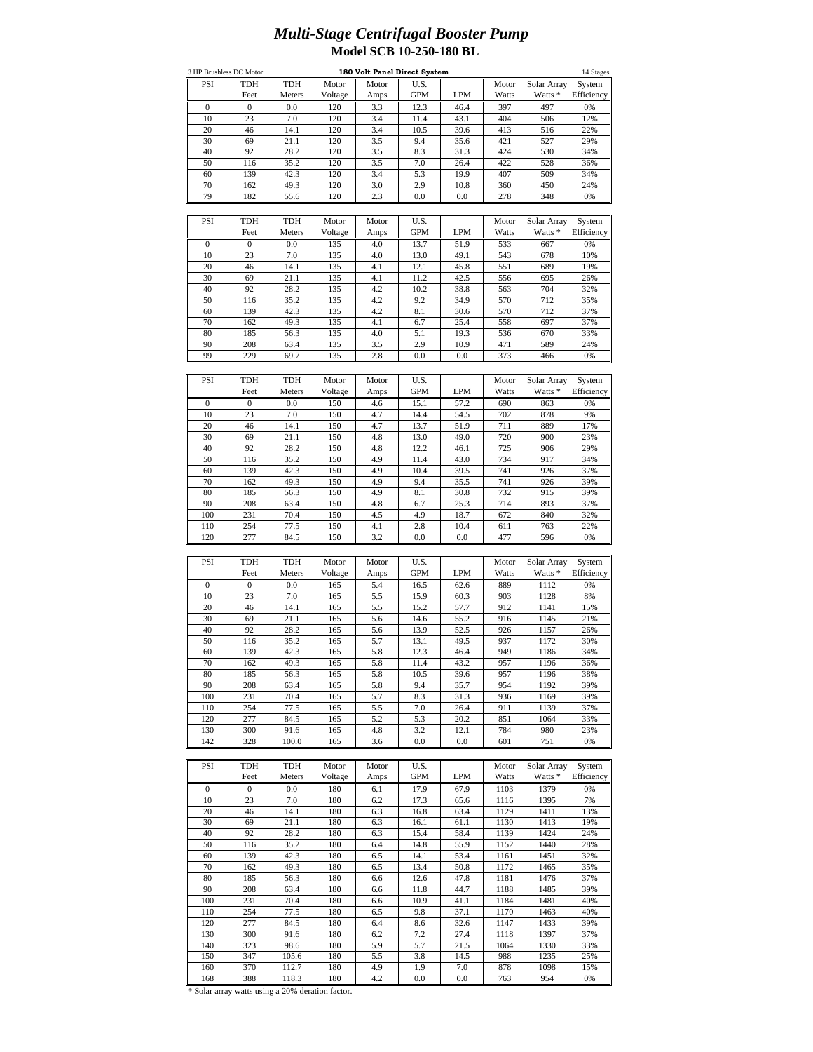# *Multi-Stage Centrifugal Booster Pump*

**Model SCB 10-250-180 BL**

3 HP Brushless DC Motor — **180 Volt Panel Direct System** — 14 Stages

| PSI | TDH Feet | TDH Meters | Motor Voltage | Motor Amps | U.S. GPM | LPM | Motor Watts | Solar Array Watts * | System Efficiency |
|---|---|---|---|---|---|---|---|---|---|
| 0 | 0 | 0.0 | 120 | 3.3 | 12.3 | 46.4 | 397 | 497 | 0% |
| 10 | 23 | 7.0 | 120 | 3.4 | 11.4 | 43.1 | 404 | 506 | 12% |
| 20 | 46 | 14.1 | 120 | 3.4 | 10.5 | 39.6 | 413 | 516 | 22% |
| 30 | 69 | 21.1 | 120 | 3.5 | 9.4 | 35.6 | 421 | 527 | 29% |
| 40 | 92 | 28.2 | 120 | 3.5 | 8.3 | 31.3 | 424 | 530 | 34% |
| 50 | 116 | 35.2 | 120 | 3.5 | 7.0 | 26.4 | 422 | 528 | 36% |
| 60 | 139 | 42.3 | 120 | 3.4 | 5.3 | 19.9 | 407 | 509 | 34% |
| 70 | 162 | 49.3 | 120 | 3.0 | 2.9 | 10.8 | 360 | 450 | 24% |
| 79 | 182 | 55.6 | 120 | 2.3 | 0.0 | 0.0 | 278 | 348 | 0% |

| PSI | TDH Feet | TDH Meters | Motor Voltage | Motor Amps | U.S. GPM | LPM | Motor Watts | Solar Array Watts * | System Efficiency |
|---|---|---|---|---|---|---|---|---|---|
| 0 | 0 | 0.0 | 135 | 4.0 | 13.7 | 51.9 | 533 | 667 | 0% |
| 10 | 23 | 7.0 | 135 | 4.0 | 13.0 | 49.1 | 543 | 678 | 10% |
| 20 | 46 | 14.1 | 135 | 4.1 | 12.1 | 45.8 | 551 | 689 | 19% |
| 30 | 69 | 21.1 | 135 | 4.1 | 11.2 | 42.5 | 556 | 695 | 26% |
| 40 | 92 | 28.2 | 135 | 4.2 | 10.2 | 38.8 | 563 | 704 | 32% |
| 50 | 116 | 35.2 | 135 | 4.2 | 9.2 | 34.9 | 570 | 712 | 35% |
| 60 | 139 | 42.3 | 135 | 4.2 | 8.1 | 30.6 | 570 | 712 | 37% |
| 70 | 162 | 49.3 | 135 | 4.1 | 6.7 | 25.4 | 558 | 697 | 37% |
| 80 | 185 | 56.3 | 135 | 4.0 | 5.1 | 19.3 | 536 | 670 | 33% |
| 90 | 208 | 63.4 | 135 | 3.5 | 2.9 | 10.9 | 471 | 589 | 24% |
| 99 | 229 | 69.7 | 135 | 2.8 | 0.0 | 0.0 | 373 | 466 | 0% |

| PSI | TDH Feet | TDH Meters | Motor Voltage | Motor Amps | U.S. GPM | LPM | Motor Watts | Solar Array Watts * | System Efficiency |
|---|---|---|---|---|---|---|---|---|---|
| 0 | 0 | 0.0 | 150 | 4.6 | 15.1 | 57.2 | 690 | 863 | 0% |
| 10 | 23 | 7.0 | 150 | 4.7 | 14.4 | 54.5 | 702 | 878 | 9% |
| 20 | 46 | 14.1 | 150 | 4.7 | 13.7 | 51.9 | 711 | 889 | 17% |
| 30 | 69 | 21.1 | 150 | 4.8 | 13.0 | 49.0 | 720 | 900 | 23% |
| 40 | 92 | 28.2 | 150 | 4.8 | 12.2 | 46.1 | 725 | 906 | 29% |
| 50 | 116 | 35.2 | 150 | 4.9 | 11.4 | 43.0 | 734 | 917 | 34% |
| 60 | 139 | 42.3 | 150 | 4.9 | 10.4 | 39.5 | 741 | 926 | 37% |
| 70 | 162 | 49.3 | 150 | 4.9 | 9.4 | 35.5 | 741 | 926 | 39% |
| 80 | 185 | 56.3 | 150 | 4.9 | 8.1 | 30.8 | 732 | 915 | 39% |
| 90 | 208 | 63.4 | 150 | 4.8 | 6.7 | 25.3 | 714 | 893 | 37% |
| 100 | 231 | 70.4 | 150 | 4.5 | 4.9 | 18.7 | 672 | 840 | 32% |
| 110 | 254 | 77.5 | 150 | 4.1 | 2.8 | 10.4 | 611 | 763 | 22% |
| 120 | 277 | 84.5 | 150 | 3.2 | 0.0 | 0.0 | 477 | 596 | 0% |

| PSI | TDH Feet | TDH Meters | Motor Voltage | Motor Amps | U.S. GPM | LPM | Motor Watts | Solar Array Watts * | System Efficiency |
|---|---|---|---|---|---|---|---|---|---|
| 0 | 0 | 0.0 | 165 | 5.4 | 16.5 | 62.6 | 889 | 1112 | 0% |
| 10 | 23 | 7.0 | 165 | 5.5 | 15.9 | 60.3 | 903 | 1128 | 8% |
| 20 | 46 | 14.1 | 165 | 5.5 | 15.2 | 57.7 | 912 | 1141 | 15% |
| 30 | 69 | 21.1 | 165 | 5.6 | 14.6 | 55.2 | 916 | 1145 | 21% |
| 40 | 92 | 28.2 | 165 | 5.6 | 13.9 | 52.5 | 926 | 1157 | 26% |
| 50 | 116 | 35.2 | 165 | 5.7 | 13.1 | 49.5 | 937 | 1172 | 30% |
| 60 | 139 | 42.3 | 165 | 5.8 | 12.3 | 46.4 | 949 | 1186 | 34% |
| 70 | 162 | 49.3 | 165 | 5.8 | 11.4 | 43.2 | 957 | 1196 | 36% |
| 80 | 185 | 56.3 | 165 | 5.8 | 10.5 | 39.6 | 957 | 1196 | 38% |
| 90 | 208 | 63.4 | 165 | 5.8 | 9.4 | 35.7 | 954 | 1192 | 39% |
| 100 | 231 | 70.4 | 165 | 5.7 | 8.3 | 31.3 | 936 | 1169 | 39% |
| 110 | 254 | 77.5 | 165 | 5.5 | 7.0 | 26.4 | 911 | 1139 | 37% |
| 120 | 277 | 84.5 | 165 | 5.2 | 5.3 | 20.2 | 851 | 1064 | 33% |
| 130 | 300 | 91.6 | 165 | 4.8 | 3.2 | 12.1 | 784 | 980 | 23% |
| 142 | 328 | 100.0 | 165 | 3.6 | 0.0 | 0.0 | 601 | 751 | 0% |

| PSI | TDH Feet | TDH Meters | Motor Voltage | Motor Amps | U.S. GPM | LPM | Motor Watts | Solar Array Watts * | System Efficiency |
|---|---|---|---|---|---|---|---|---|---|
| 0 | 0 | 0.0 | 180 | 6.1 | 17.9 | 67.9 | 1103 | 1379 | 0% |
| 10 | 23 | 7.0 | 180 | 6.2 | 17.3 | 65.6 | 1116 | 1395 | 7% |
| 20 | 46 | 14.1 | 180 | 6.3 | 16.8 | 63.4 | 1129 | 1411 | 13% |
| 30 | 69 | 21.1 | 180 | 6.3 | 16.1 | 61.1 | 1130 | 1413 | 19% |
| 40 | 92 | 28.2 | 180 | 6.3 | 15.4 | 58.4 | 1139 | 1424 | 24% |
| 50 | 116 | 35.2 | 180 | 6.4 | 14.8 | 55.9 | 1152 | 1440 | 28% |
| 60 | 139 | 42.3 | 180 | 6.5 | 14.1 | 53.4 | 1161 | 1451 | 32% |
| 70 | 162 | 49.3 | 180 | 6.5 | 13.4 | 50.8 | 1172 | 1465 | 35% |
| 80 | 185 | 56.3 | 180 | 6.6 | 12.6 | 47.8 | 1181 | 1476 | 37% |
| 90 | 208 | 63.4 | 180 | 6.6 | 11.8 | 44.7 | 1188 | 1485 | 39% |
| 100 | 231 | 70.4 | 180 | 6.6 | 10.9 | 41.1 | 1184 | 1481 | 40% |
| 110 | 254 | 77.5 | 180 | 6.5 | 9.8 | 37.1 | 1170 | 1463 | 40% |
| 120 | 277 | 84.5 | 180 | 6.4 | 8.6 | 32.6 | 1147 | 1433 | 39% |
| 130 | 300 | 91.6 | 180 | 6.2 | 7.2 | 27.4 | 1118 | 1397 | 37% |
| 140 | 323 | 98.6 | 180 | 5.9 | 5.7 | 21.5 | 1064 | 1330 | 33% |
| 150 | 347 | 105.6 | 180 | 5.5 | 3.8 | 14.5 | 988 | 1235 | 25% |
| 160 | 370 | 112.7 | 180 | 4.9 | 1.9 | 7.0 | 878 | 1098 | 15% |
| 168 | 388 | 118.3 | 180 | 4.2 | 0.0 | 0.0 | 763 | 954 | 0% |

\* Solar array watts using a 20% deration factor.